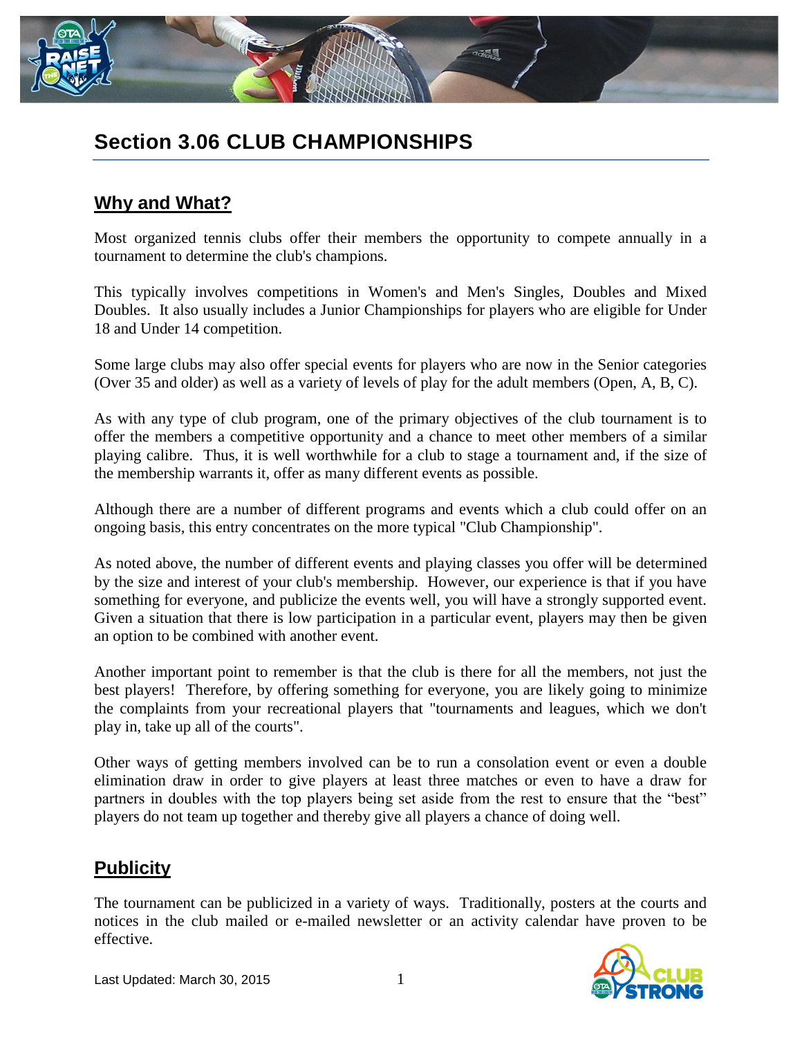# Section 3.06 CLUB CHAMPIONSHIPS

## Why and What?

Most organized tennis clubs offer their members the opportunity to compete annually in a tournament to determine the club's champions.

This typically involves competitions in Women's and Men's Singles, Doubles and Mixed Doubles. It also usually includes a Junior Championships for players who are eligible for Under 18 and Under 14 competition.

Some large clubs may also offer special events for players who are now in the Senior categories (Over 35 and older) as well as a variety of levels of play for the adult members (Open, A, B, C).

As with any type of club program, one of the primary objectives of the club tournament is to offer the members a competitive opportunity and a chance to meet other members of a similar playing calibre. Thus, it is well worthwhile for a club to stage a tournament and, if the size of the membership warrants it, offer as many different events as possible.

Although there are a number of different programs and events which a club could offer on an ongoing basis, this entry concentrates on the more typical "Club Championship".

As noted above, the number of different events and playing classes you offer will be determined by the size and interest of your club's membership. However, our experience is that if you have something for everyone, and publicize the events well, you will have a strongly supported event. Given a situation that there is low participation in a particular event, players may then be given an option to be combined with another event.

Another important point to remember is that the club is there for all the members, not just the best players! Therefore, by offering something for everyone, you are likely going to minimize the complaints from your recreational players that "tournaments and leagues, which we don't play in, take up all of the courts".

Other ways of getting members involved can be to run a consolation event or even a double elimination draw in order to give players at least three matches or even to have a draw for partners in doubles with the top players being set aside from the rest to ensure that the "best" players do not team up together and thereby give all players a chance of doing well.

## Publicity

The tournament can be publicized in a variety of ways. Traditionally, posters at the courts and notices in the club mailed or e-mailed newsletter or an activity calendar have proven to be effective.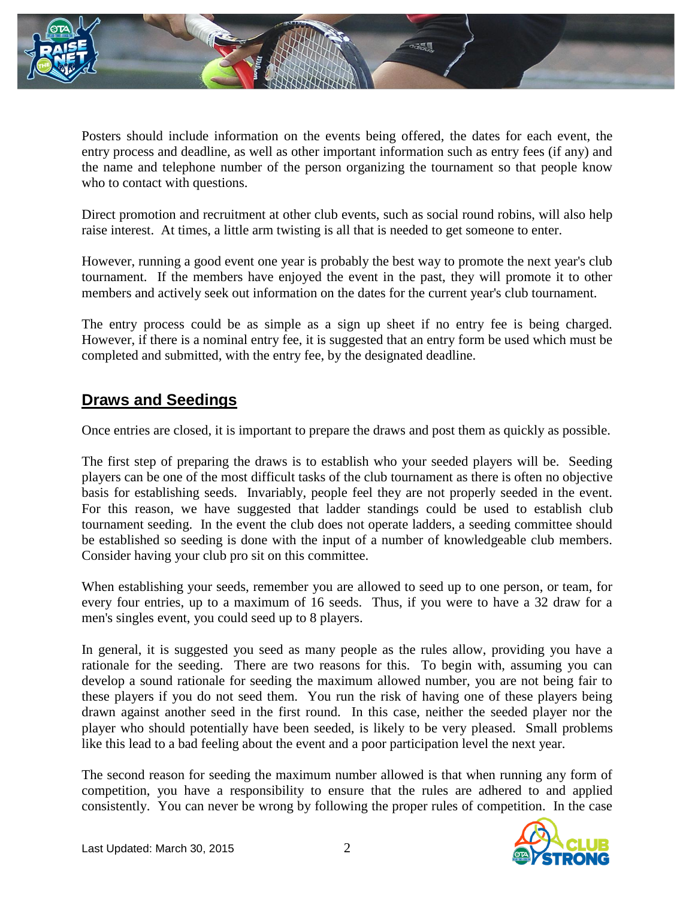Posters should include information on the events being offered, the dates for each event, the entry process and deadline, as well as other important information such as entry fees (if any) and the name and telephone number of the person organizing the tournament so that people know who to contact with questions.

Direct promotion and recruitment at other club events, such as social round robins, will also help raise interest. At times, a little arm twisting is all that is needed to get someone to enter.

However, running a good event one year is probably the best way to promote the next year's club tournament. If the members have enjoyed the event in the past, they will promote it to other members and actively seek out information on the dates for the current year's club tournament.

The entry process could be as simple as a sign up sheet if no entry fee is being charged. However, if there is a nominal entry fee, it is suggested that an entry form be used which must be completed and submitted, with the entry fee, by the designated deadline.

## Draws and Seedings

Once entries are closed, it is important to prepare the draws and post them as quickly as possible.

The first step of preparing the draws is to establish who your seeded players will be. Seeding players can be one of the most difficult tasks of the club tournament as there is often no objective basis for establishing seeds. Invariably, people feel they are not properly seeded in the event. For this reason, we have suggested that ladder standings could be used to establish club tournament seeding. In the event the club does not operate ladders, a seeding committee should be established so seeding is done with the input of a number of knowledgeable club members. Consider having your club pro sit on this committee.

When establishing your seeds, remember you are allowed to seed up to one person, or team, for every four entries, up to a maximum of 16 seeds. Thus, if you were to have a 32 draw for a men's singles event, you could seed up to 8 players.

In general, it is suggested you seed as many people as the rules allow, providing you have a rationale for the seeding. There are two reasons for this. To begin with, assuming you can develop a sound rationale for seeding the maximum allowed number, you are not being fair to these players if you do not seed them. You run the risk of having one of these players being drawn against another seed in the first round. In this case, neither the seeded player nor the player who should potentially have been seeded, is likely to be very pleased. Small problems like this lead to a bad feeling about the event and a poor participation level the next year.

The second reason for seeding the maximum number allowed is that when running any form of competition, you have a responsibility to ensure that the rules are adhered to and applied consistently. You can never be wrong by following the proper rules of competition. In the case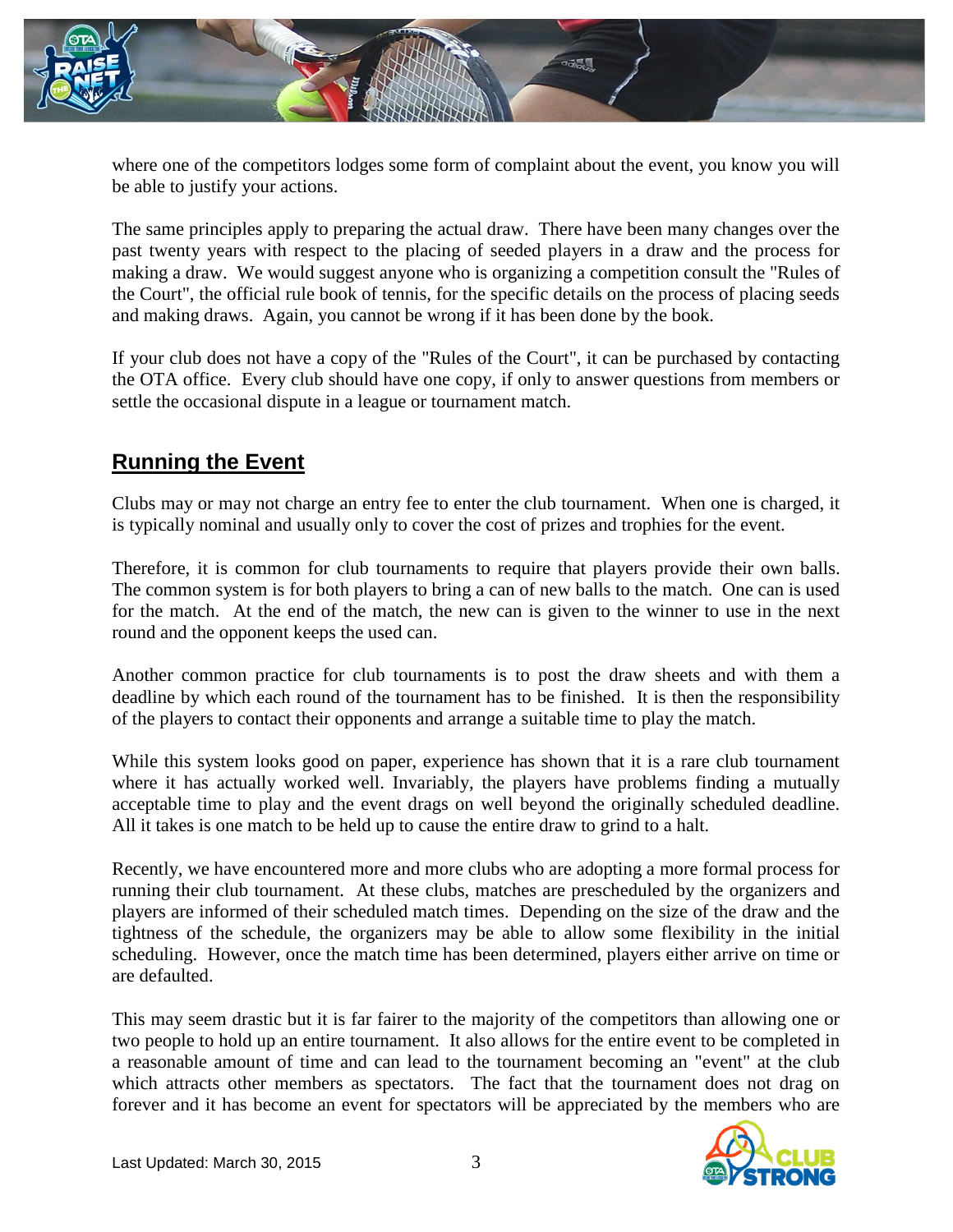where one of the competitors lodges some form of complaint about the event, you know you will be able to justify your actions.

The same principles apply to preparing the actual draw. There have been many changes over the past twenty years with respect to the placing of seeded players in a draw and the process for making a draw. We would suggest anyone who is organizing a competition consult the "Rules of the Court", the official rule book of tennis, for the specific details on the process of placing seeds and making draws. Again, you cannot be wrong if it has been done by the book.

If your club does not have a copy of the "Rules of the Court", it can be purchased by contacting the OTA office. Every club should have one copy, if only to answer questions from members or settle the occasional dispute in a league or tournament match.

## Running the Event

Clubs may or may not charge an entry fee to enter the club tournament. When one is charged, it is typically nominal and usually only to cover the cost of prizes and trophies for the event.

Therefore, it is common for club tournaments to require that players provide their own balls. The common system is for both players to bring a can of new balls to the match. One can is used for the match. At the end of the match, the new can is given to the winner to use in the next round and the opponent keeps the used can.

Another common practice for club tournaments is to post the draw sheets and with them a deadline by which each round of the tournament has to be finished. It is then the responsibility of the players to contact their opponents and arrange a suitable time to play the match.

While this system looks good on paper, experience has shown that it is a rare club tournament where it has actually worked well. Invariably, the players have problems finding a mutually acceptable time to play and the event drags on well beyond the originally scheduled deadline. All it takes is one match to be held up to cause the entire draw to grind to a halt.

Recently, we have encountered more and more clubs who are adopting a more formal process for running their club tournament. At these clubs, matches are prescheduled by the organizers and players are informed of their scheduled match times. Depending on the size of the draw and the tightness of the schedule, the organizers may be able to allow some flexibility in the initial scheduling. However, once the match time has been determined, players either arrive on time or are defaulted.

This may seem drastic but it is far fairer to the majority of the competitors than allowing one or two people to hold up an entire tournament. It also allows for the entire event to be completed in a reasonable amount of time and can lead to the tournament becoming an "event" at the club which attracts other members as spectators. The fact that the tournament does not drag on forever and it has become an event for spectators will be appreciated by the members who are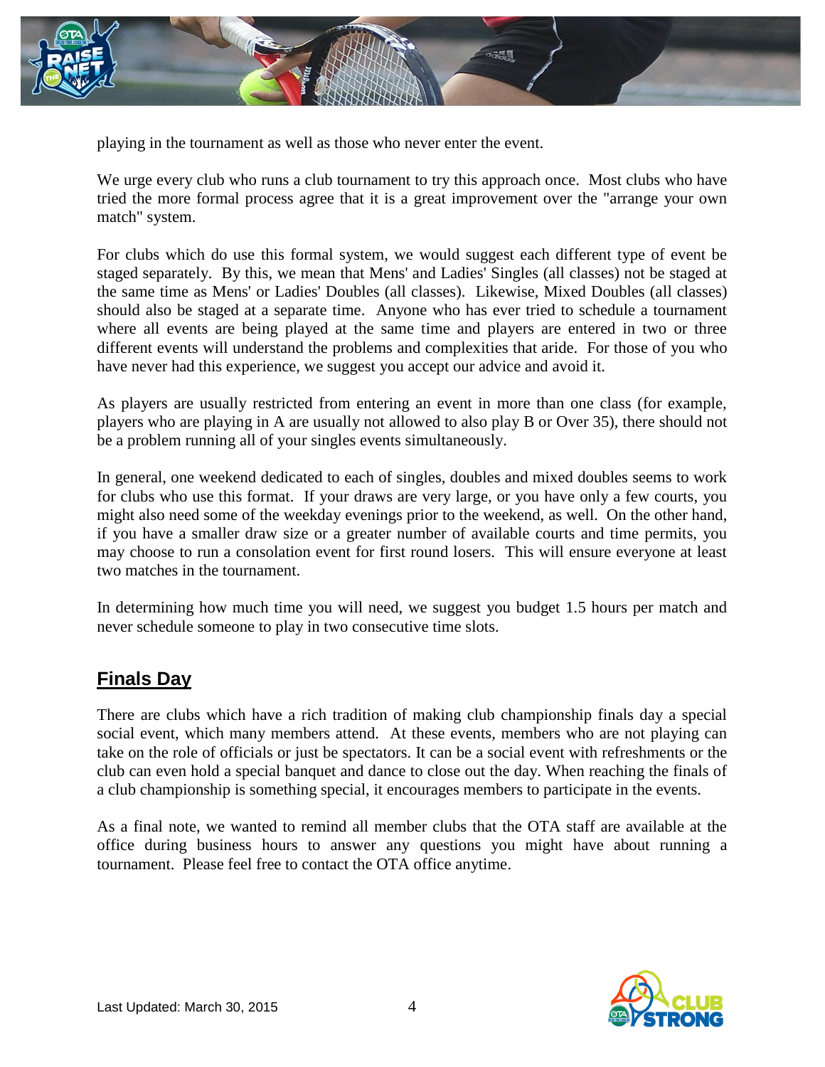playing in the tournament as well as those who never enter the event.

We urge every club who runs a club tournament to try this approach once. Most clubs who have tried the more formal process agree that it is a great improvement over the "arrange your own match" system.

For clubs which do use this formal system, we would suggest each different type of event be staged separately. By this, we mean that Mens' and Ladies' Singles (all classes) not be staged at the same time as Mens' or Ladies' Doubles (all classes). Likewise, Mixed Doubles (all classes) should also be staged at a separate time. Anyone who has ever tried to schedule a tournament where all events are being played at the same time and players are entered in two or three different events will understand the problems and complexities that aride. For those of you who have never had this experience, we suggest you accept our advice and avoid it.

As players are usually restricted from entering an event in more than one class (for example, players who are playing in A are usually not allowed to also play B or Over 35), there should not be a problem running all of your singles events simultaneously.

In general, one weekend dedicated to each of singles, doubles and mixed doubles seems to work for clubs who use this format. If your draws are very large, or you have only a few courts, you might also need some of the weekday evenings prior to the weekend, as well. On the other hand, if you have a smaller draw size or a greater number of available courts and time permits, you may choose to run a consolation event for first round losers. This will ensure everyone at least two matches in the tournament.

In determining how much time you will need, we suggest you budget 1.5 hours per match and never schedule someone to play in two consecutive time slots.

## Finals Day

There are clubs which have a rich tradition of making club championship finals day a special social event, which many members attend. At these events, members who are not playing can take on the role of officials or just be spectators. It can be a social event with refreshments or the club can even hold a special banquet and dance to close out the day. When reaching the finals of a club championship is something special, it encourages members to participate in the events.

As a final note, we wanted to remind all member clubs that the OTA staff are available at the office during business hours to answer any questions you might have about running a tournament. Please feel free to contact the OTA office anytime.

Last Updated: March 30, 2015